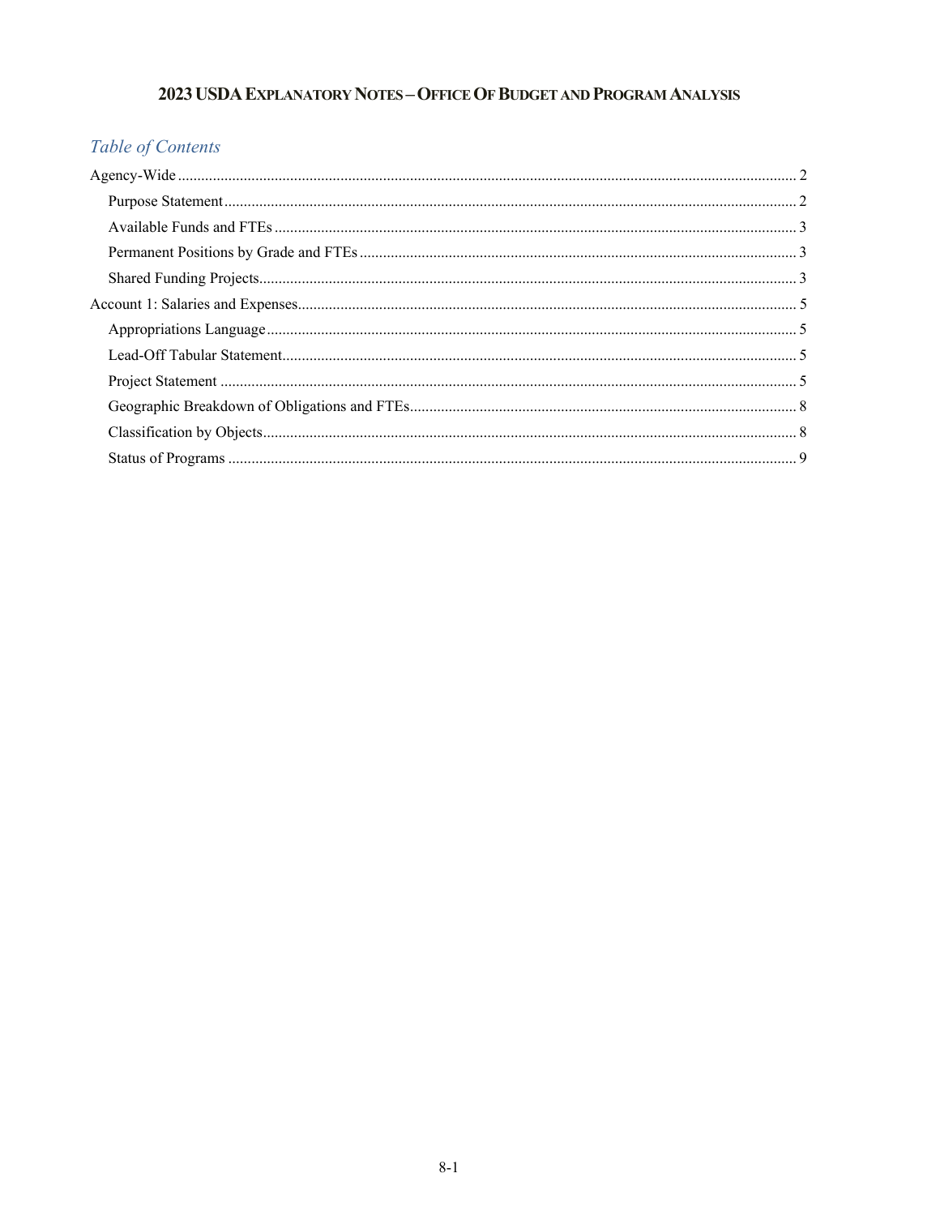# 2023 USDA Explanatory Notes – Office Of Budget and Program Analysis

## *Table of Contents*

- Agency-Wide ........ 2
  - Purpose Statement ........ 2
  - Available Funds and FTEs ........ 3
  - Permanent Positions by Grade and FTEs ........ 3
  - Shared Funding Projects ........ 3
- Account 1: Salaries and Expenses ........ 5
  - Appropriations Language ........ 5
  - Lead-Off Tabular Statement ........ 5
  - Project Statement ........ 5
  - Geographic Breakdown of Obligations and FTEs ........ 8
  - Classification by Objects ........ 8
  - Status of Programs ........ 9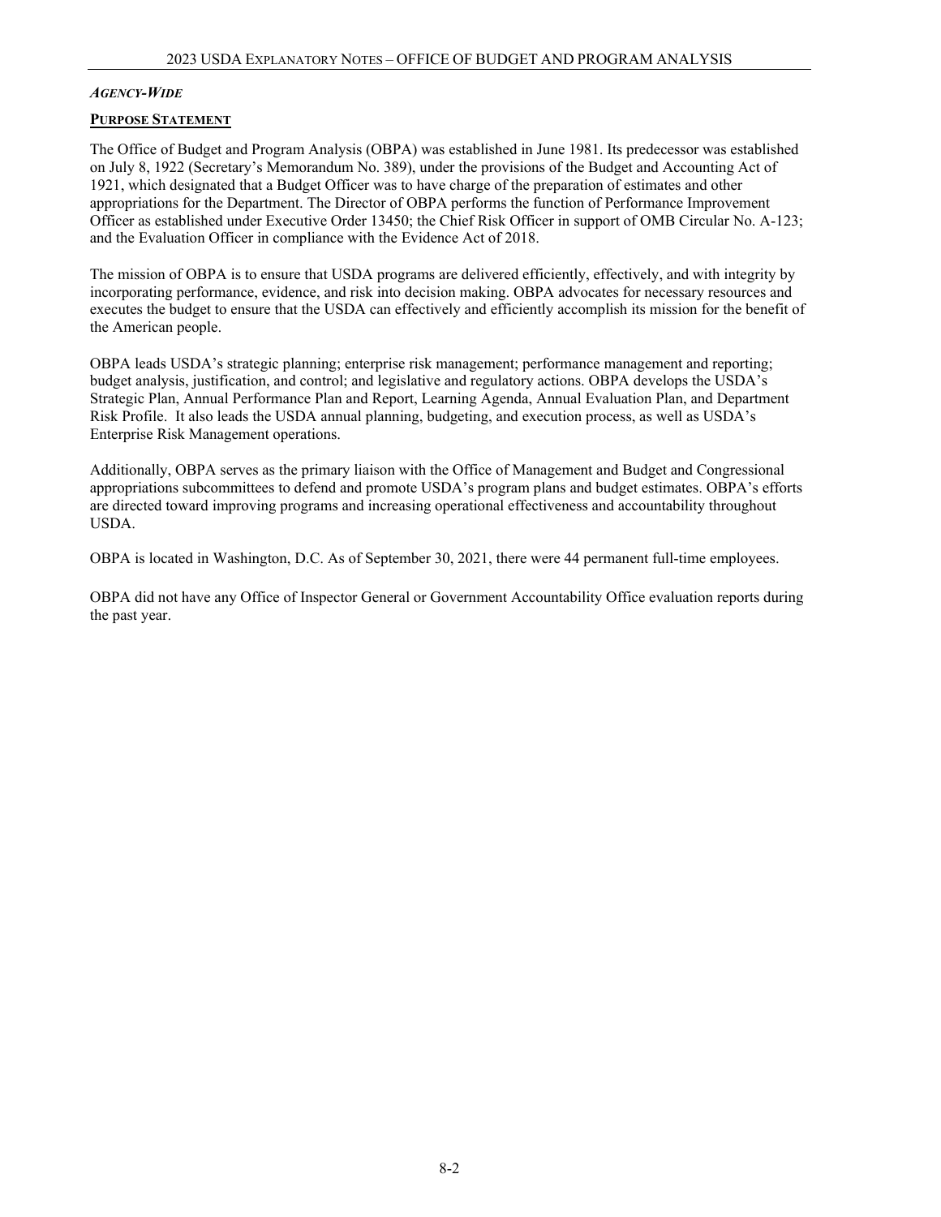***Agency-Wide***

**Purpose Statement**

The Office of Budget and Program Analysis (OBPA) was established in June 1981. Its predecessor was established on July 8, 1922 (Secretary's Memorandum No. 389), under the provisions of the Budget and Accounting Act of 1921, which designated that a Budget Officer was to have charge of the preparation of estimates and other appropriations for the Department. The Director of OBPA performs the function of Performance Improvement Officer as established under Executive Order 13450; the Chief Risk Officer in support of OMB Circular No. A-123; and the Evaluation Officer in compliance with the Evidence Act of 2018.

The mission of OBPA is to ensure that USDA programs are delivered efficiently, effectively, and with integrity by incorporating performance, evidence, and risk into decision making. OBPA advocates for necessary resources and executes the budget to ensure that the USDA can effectively and efficiently accomplish its mission for the benefit of the American people.

OBPA leads USDA's strategic planning; enterprise risk management; performance management and reporting; budget analysis, justification, and control; and legislative and regulatory actions. OBPA develops the USDA's Strategic Plan, Annual Performance Plan and Report, Learning Agenda, Annual Evaluation Plan, and Department Risk Profile. It also leads the USDA annual planning, budgeting, and execution process, as well as USDA's Enterprise Risk Management operations.

Additionally, OBPA serves as the primary liaison with the Office of Management and Budget and Congressional appropriations subcommittees to defend and promote USDA's program plans and budget estimates. OBPA's efforts are directed toward improving programs and increasing operational effectiveness and accountability throughout USDA.

OBPA is located in Washington, D.C. As of September 30, 2021, there were 44 permanent full-time employees.

OBPA did not have any Office of Inspector General or Government Accountability Office evaluation reports during the past year.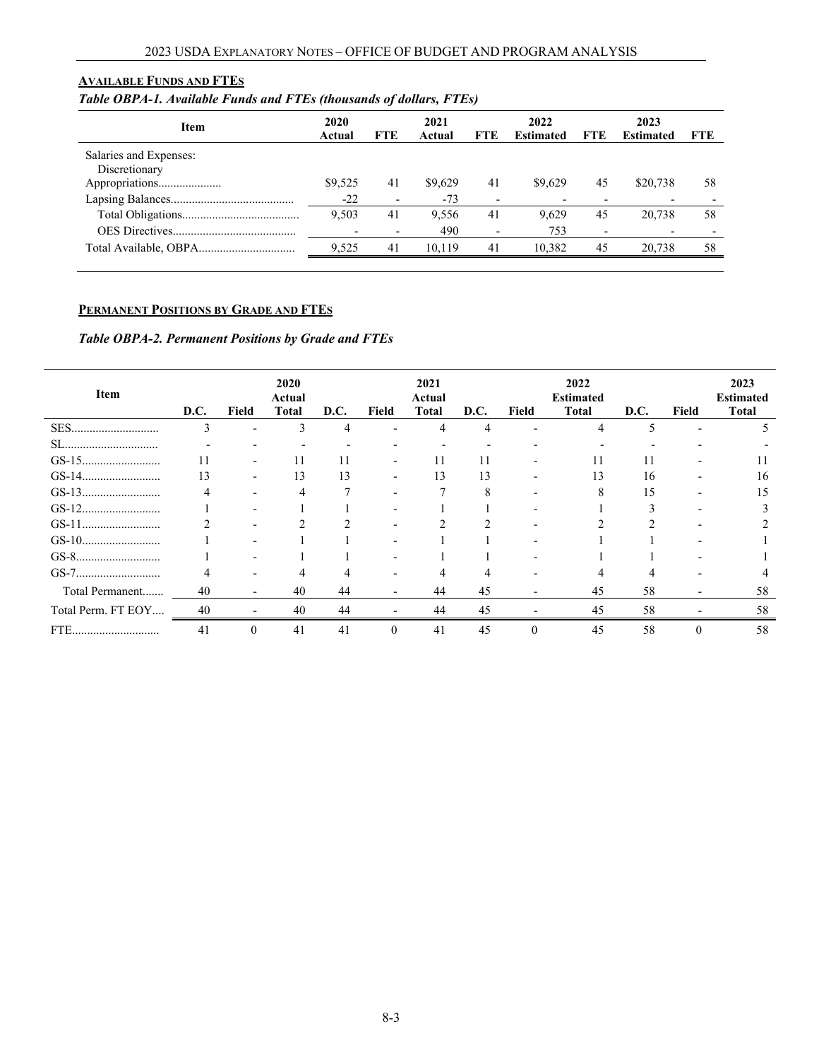## Available Funds and FTEs

*Table OBPA-1. Available Funds and FTEs (thousands of dollars, FTEs)*

| Item | 2020 Actual | FTE | 2021 Actual | FTE | 2022 Estimated | FTE | 2023 Estimated | FTE |
|---|---|---|---|---|---|---|---|---|
| Salaries and Expenses: | | | | | | | | |
| Discretionary Appropriations | $9,525 | 41 | $9,629 | 41 | $9,629 | 45 | $20,738 | 58 |
| Lapsing Balances | -22 | - | -73 | - | - | - | - | - |
| Total Obligations | 9,503 | 41 | 9,556 | 41 | 9,629 | 45 | 20,738 | 58 |
| OES Directives | - | - | 490 | - | 753 | - | - | - |
| Total Available, OBPA | 9,525 | 41 | 10,119 | 41 | 10,382 | 45 | 20,738 | 58 |

## Permanent Positions by Grade and FTEs

*Table OBPA-2. Permanent Positions by Grade and FTEs*

| Item | D.C. | Field | 2020 Actual Total | D.C. | Field | 2021 Actual Total | D.C. | Field | 2022 Estimated Total | D.C. | Field | 2023 Estimated Total |
|---|---|---|---|---|---|---|---|---|---|---|---|---|
| SES | 3 | - | 3 | 4 | - | 4 | 4 | - | 4 | 5 | - | 5 |
| SL | - | - | - | - | - | - | - | - | - | - | - | - |
| GS-15 | 11 | - | 11 | 11 | - | 11 | 11 | - | 11 | 11 | - | 11 |
| GS-14 | 13 | - | 13 | 13 | - | 13 | 13 | - | 13 | 16 | - | 16 |
| GS-13 | 4 | - | 4 | 7 | - | 7 | 8 | - | 8 | 15 | - | 15 |
| GS-12 | 1 | - | 1 | 1 | - | 1 | 1 | - | 1 | 3 | - | 3 |
| GS-11 | 2 | - | 2 | 2 | - | 2 | 2 | - | 2 | 2 | - | 2 |
| GS-10 | 1 | - | 1 | 1 | - | 1 | 1 | - | 1 | 1 | - | 1 |
| GS-8 | 1 | - | 1 | 1 | - | 1 | 1 | - | 1 | 1 | - | 1 |
| GS-7 | 4 | - | 4 | 4 | - | 4 | 4 | - | 4 | 4 | - | 4 |
| Total Permanent | 40 | - | 40 | 44 | - | 44 | 45 | - | 45 | 58 | - | 58 |
| Total Perm. FT EOY | 40 | - | 40 | 44 | - | 44 | 45 | - | 45 | 58 | - | 58 |
| FTE | 41 | 0 | 41 | 41 | 0 | 41 | 45 | 0 | 45 | 58 | 0 | 58 |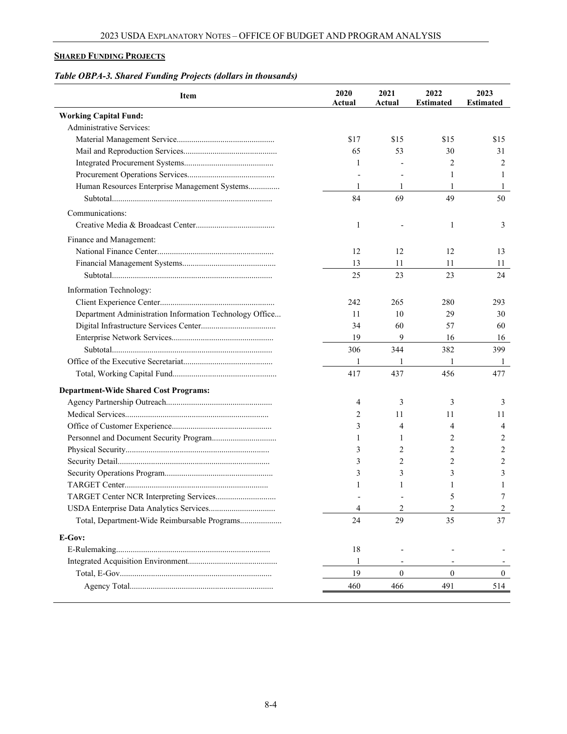## SHARED FUNDING PROJECTS

*Table OBPA-3. Shared Funding Projects (dollars in thousands)*

| Item | 2020 Actual | 2021 Actual | 2022 Estimated | 2023 Estimated |
|---|---|---|---|---|
| **Working Capital Fund:** | | | | |
| Administrative Services: | | | | |
| Material Management Service | $17 | $15 | $15 | $15 |
| Mail and Reproduction Services | 65 | 53 | 30 | 31 |
| Integrated Procurement Systems | 1 | - | 2 | 2 |
| Procurement Operations Services | - | - | 1 | 1 |
| Human Resources Enterprise Management Systems | 1 | 1 | 1 | 1 |
| Subtotal | 84 | 69 | 49 | 50 |
| Communications: | | | | |
| Creative Media & Broadcast Center | 1 | - | 1 | 3 |
| Finance and Management: | | | | |
| National Finance Center | 12 | 12 | 12 | 13 |
| Financial Management Systems | 13 | 11 | 11 | 11 |
| Subtotal | 25 | 23 | 23 | 24 |
| Information Technology: | | | | |
| Client Experience Center | 242 | 265 | 280 | 293 |
| Department Administration Information Technology Office | 11 | 10 | 29 | 30 |
| Digital Infrastructure Services Center | 34 | 60 | 57 | 60 |
| Enterprise Network Services | 19 | 9 | 16 | 16 |
| Subtotal | 306 | 344 | 382 | 399 |
| Office of the Executive Secretariat | 1 | 1 | 1 | 1 |
| Total, Working Capital Fund | 417 | 437 | 456 | 477 |
| **Department-Wide Shared Cost Programs:** | | | | |
| Agency Partnership Outreach | 4 | 3 | 3 | 3 |
| Medical Services | 2 | 11 | 11 | 11 |
| Office of Customer Experience | 3 | 4 | 4 | 4 |
| Personnel and Document Security Program | 1 | 1 | 2 | 2 |
| Physical Security | 3 | 2 | 2 | 2 |
| Security Detail | 3 | 2 | 2 | 2 |
| Security Operations Program | 3 | 3 | 3 | 3 |
| TARGET Center | 1 | 1 | 1 | 1 |
| TARGET Center NCR Interpreting Services | - | - | 5 | 7 |
| USDA Enterprise Data Analytics Services | 4 | 2 | 2 | 2 |
| Total, Department-Wide Reimbursable Programs | 24 | 29 | 35 | 37 |
| **E-Gov:** | | | | |
| E-Rulemaking | 18 | - | - | - |
| Integrated Acquisition Environment | 1 | - | - | - |
| Total, E-Gov | 19 | 0 | 0 | 0 |
| Agency Total | 460 | 466 | 491 | 514 |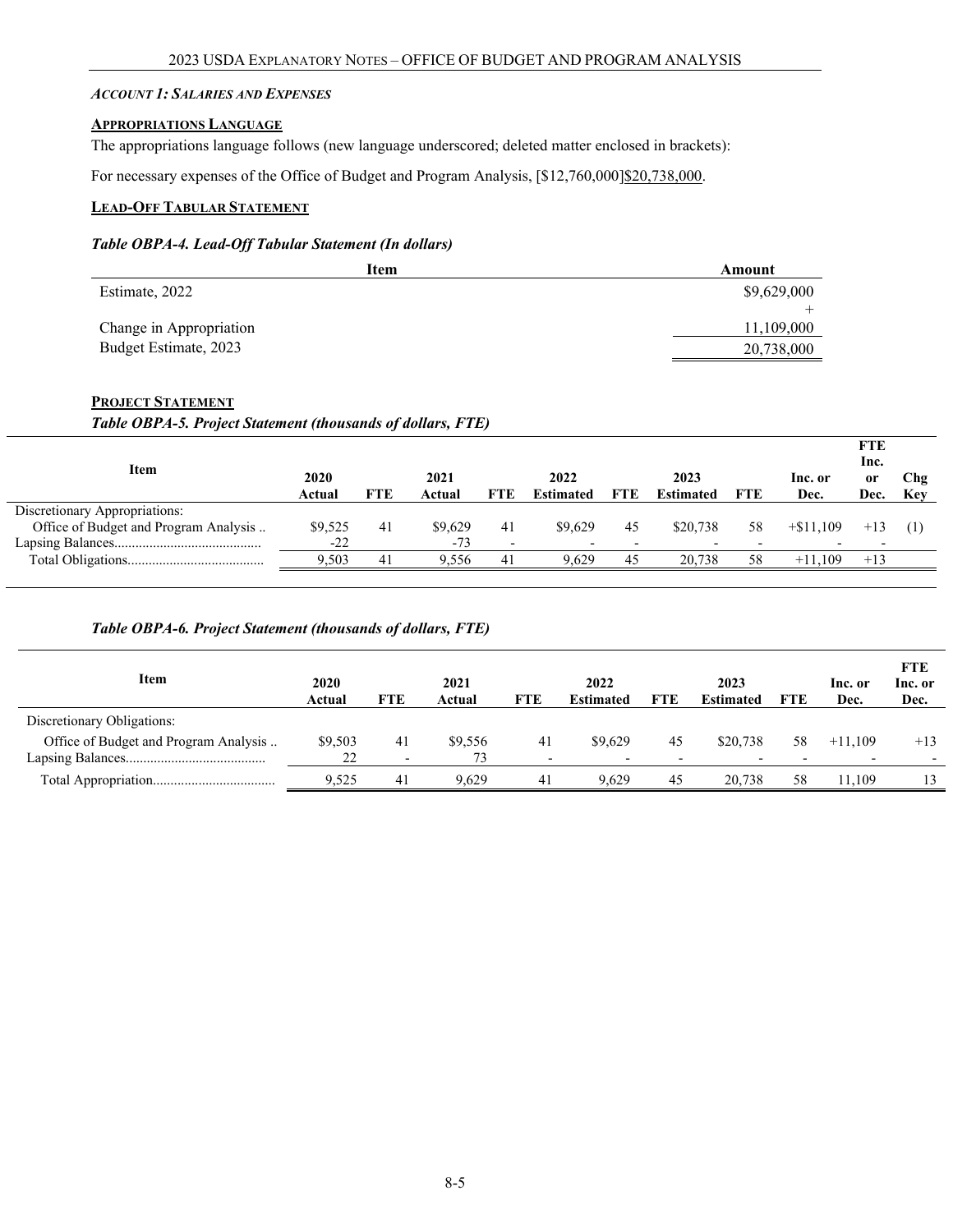### *ACCOUNT 1: SALARIES AND EXPENSES*

**APPROPRIATIONS LANGUAGE**

The appropriations language follows (new language underscored; deleted matter enclosed in brackets):

For necessary expenses of the Office of Budget and Program Analysis, [$12,760,000]<u>$20,738,000</u>.

**LEAD-OFF TABULAR STATEMENT**

***Table OBPA-4. Lead-Off Tabular Statement (In dollars)***

| Item | Amount |
|---|---|
| Estimate, 2022 | $9,629,000 |
| Change in Appropriation | +11,109,000 |
| Budget Estimate, 2023 | 20,738,000 |

**PROJECT STATEMENT**

***Table OBPA-5. Project Statement (thousands of dollars, FTE)***

| Item | 2020 Actual | FTE | 2021 Actual | FTE | 2022 Estimated | FTE | 2023 Estimated | FTE | Inc. or Dec. | FTE Inc. or Dec. | Chg Key |
|---|---|---|---|---|---|---|---|---|---|---|---|
| Discretionary Appropriations: | | | | | | | | | | | |
| Office of Budget and Program Analysis .. | $9,525 | 41 | $9,629 | 41 | $9,629 | 45 | $20,738 | 58 | +$11,109 | +13 | (1) |
| Lapsing Balances.......................................... | -22 | | -73 | - | - | - | - | - | - | - | |
| Total Obligations....................................... | 9,503 | 41 | 9,556 | 41 | 9,629 | 45 | 20,738 | 58 | +11,109 | +13 | |

***Table OBPA-6. Project Statement (thousands of dollars, FTE)***

| Item | 2020 Actual | FTE | 2021 Actual | FTE | 2022 Estimated | FTE | 2023 Estimated | FTE | Inc. or Dec. | FTE Inc. or Dec. |
|---|---|---|---|---|---|---|---|---|---|---|
| Discretionary Obligations: | | | | | | | | | | |
| Office of Budget and Program Analysis .. | $9,503 | 41 | $9,556 | 41 | $9,629 | 45 | $20,738 | 58 | +11,109 | +13 |
| Lapsing Balances....................................... | 22 | - | 73 | - | - | - | - | - | - | - |
| Total Appropriation.................................. | 9,525 | 41 | 9,629 | 41 | 9,629 | 45 | 20,738 | 58 | 11,109 | 13 |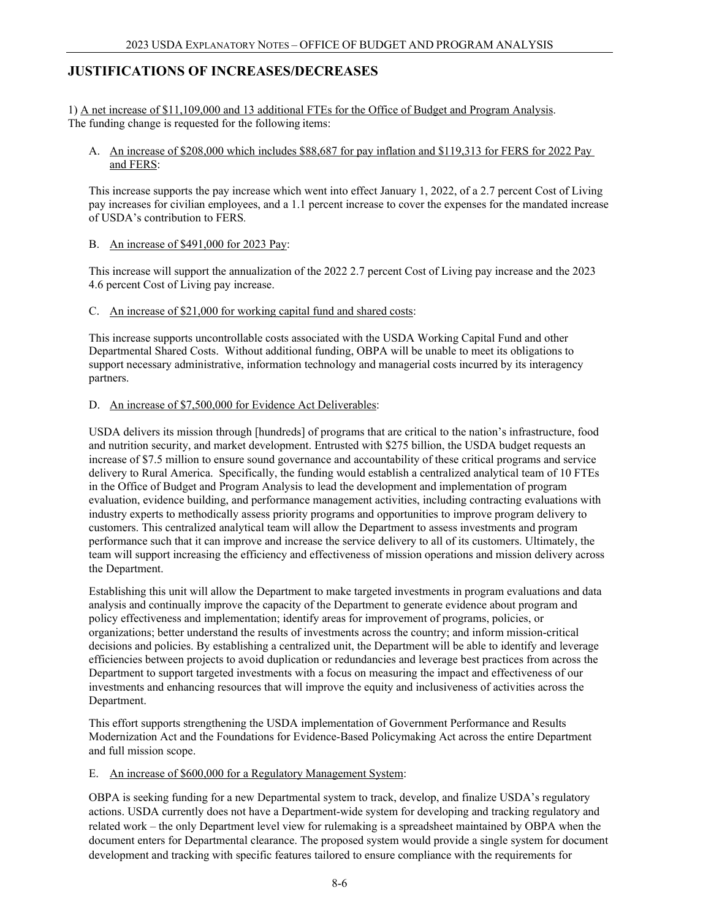## JUSTIFICATIONS OF INCREASES/DECREASES

1) A net increase of $11,109,000 and 13 additional FTEs for the Office of Budget and Program Analysis. The funding change is requested for the following items:

A. An increase of $208,000 which includes $88,687 for pay inflation and $119,313 for FERS for 2022 Pay and FERS:

This increase supports the pay increase which went into effect January 1, 2022, of a 2.7 percent Cost of Living pay increases for civilian employees, and a 1.1 percent increase to cover the expenses for the mandated increase of USDA's contribution to FERS.

B. An increase of $491,000 for 2023 Pay:

This increase will support the annualization of the 2022 2.7 percent Cost of Living pay increase and the 2023 4.6 percent Cost of Living pay increase.

C. An increase of $21,000 for working capital fund and shared costs:

This increase supports uncontrollable costs associated with the USDA Working Capital Fund and other Departmental Shared Costs. Without additional funding, OBPA will be unable to meet its obligations to support necessary administrative, information technology and managerial costs incurred by its interagency partners.

D. An increase of $7,500,000 for Evidence Act Deliverables:

USDA delivers its mission through [hundreds] of programs that are critical to the nation's infrastructure, food and nutrition security, and market development. Entrusted with $275 billion, the USDA budget requests an increase of $7.5 million to ensure sound governance and accountability of these critical programs and service delivery to Rural America. Specifically, the funding would establish a centralized analytical team of 10 FTEs in the Office of Budget and Program Analysis to lead the development and implementation of program evaluation, evidence building, and performance management activities, including contracting evaluations with industry experts to methodically assess priority programs and opportunities to improve program delivery to customers. This centralized analytical team will allow the Department to assess investments and program performance such that it can improve and increase the service delivery to all of its customers. Ultimately, the team will support increasing the efficiency and effectiveness of mission operations and mission delivery across the Department.

Establishing this unit will allow the Department to make targeted investments in program evaluations and data analysis and continually improve the capacity of the Department to generate evidence about program and policy effectiveness and implementation; identify areas for improvement of programs, policies, or organizations; better understand the results of investments across the country; and inform mission-critical decisions and policies. By establishing a centralized unit, the Department will be able to identify and leverage efficiencies between projects to avoid duplication or redundancies and leverage best practices from across the Department to support targeted investments with a focus on measuring the impact and effectiveness of our investments and enhancing resources that will improve the equity and inclusiveness of activities across the Department.

This effort supports strengthening the USDA implementation of Government Performance and Results Modernization Act and the Foundations for Evidence-Based Policymaking Act across the entire Department and full mission scope.

E. An increase of $600,000 for a Regulatory Management System:

OBPA is seeking funding for a new Departmental system to track, develop, and finalize USDA's regulatory actions. USDA currently does not have a Department-wide system for developing and tracking regulatory and related work – the only Department level view for rulemaking is a spreadsheet maintained by OBPA when the document enters for Departmental clearance. The proposed system would provide a single system for document development and tracking with specific features tailored to ensure compliance with the requirements for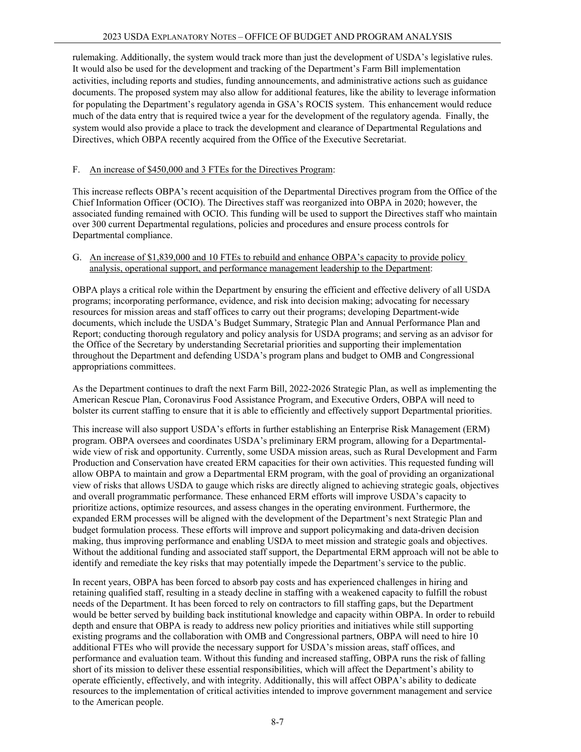rulemaking. Additionally, the system would track more than just the development of USDA's legislative rules. It would also be used for the development and tracking of the Department's Farm Bill implementation activities, including reports and studies, funding announcements, and administrative actions such as guidance documents. The proposed system may also allow for additional features, like the ability to leverage information for populating the Department's regulatory agenda in GSA's ROCIS system. This enhancement would reduce much of the data entry that is required twice a year for the development of the regulatory agenda. Finally, the system would also provide a place to track the development and clearance of Departmental Regulations and Directives, which OBPA recently acquired from the Office of the Executive Secretariat.

F. An increase of $450,000 and 3 FTEs for the Directives Program:

This increase reflects OBPA's recent acquisition of the Departmental Directives program from the Office of the Chief Information Officer (OCIO). The Directives staff was reorganized into OBPA in 2020; however, the associated funding remained with OCIO. This funding will be used to support the Directives staff who maintain over 300 current Departmental regulations, policies and procedures and ensure process controls for Departmental compliance.

G. An increase of $1,839,000 and 10 FTEs to rebuild and enhance OBPA's capacity to provide policy analysis, operational support, and performance management leadership to the Department:

OBPA plays a critical role within the Department by ensuring the efficient and effective delivery of all USDA programs; incorporating performance, evidence, and risk into decision making; advocating for necessary resources for mission areas and staff offices to carry out their programs; developing Department-wide documents, which include the USDA's Budget Summary, Strategic Plan and Annual Performance Plan and Report; conducting thorough regulatory and policy analysis for USDA programs; and serving as an advisor for the Office of the Secretary by understanding Secretarial priorities and supporting their implementation throughout the Department and defending USDA's program plans and budget to OMB and Congressional appropriations committees.

As the Department continues to draft the next Farm Bill, 2022-2026 Strategic Plan, as well as implementing the American Rescue Plan, Coronavirus Food Assistance Program, and Executive Orders, OBPA will need to bolster its current staffing to ensure that it is able to efficiently and effectively support Departmental priorities.

This increase will also support USDA's efforts in further establishing an Enterprise Risk Management (ERM) program. OBPA oversees and coordinates USDA's preliminary ERM program, allowing for a Departmental-wide view of risk and opportunity. Currently, some USDA mission areas, such as Rural Development and Farm Production and Conservation have created ERM capacities for their own activities. This requested funding will allow OBPA to maintain and grow a Departmental ERM program, with the goal of providing an organizational view of risks that allows USDA to gauge which risks are directly aligned to achieving strategic goals, objectives and overall programmatic performance. These enhanced ERM efforts will improve USDA's capacity to prioritize actions, optimize resources, and assess changes in the operating environment. Furthermore, the expanded ERM processes will be aligned with the development of the Department's next Strategic Plan and budget formulation process. These efforts will improve and support policymaking and data-driven decision making, thus improving performance and enabling USDA to meet mission and strategic goals and objectives. Without the additional funding and associated staff support, the Departmental ERM approach will not be able to identify and remediate the key risks that may potentially impede the Department's service to the public.

In recent years, OBPA has been forced to absorb pay costs and has experienced challenges in hiring and retaining qualified staff, resulting in a steady decline in staffing with a weakened capacity to fulfill the robust needs of the Department. It has been forced to rely on contractors to fill staffing gaps, but the Department would be better served by building back institutional knowledge and capacity within OBPA. In order to rebuild depth and ensure that OBPA is ready to address new policy priorities and initiatives while still supporting existing programs and the collaboration with OMB and Congressional partners, OBPA will need to hire 10 additional FTEs who will provide the necessary support for USDA's mission areas, staff offices, and performance and evaluation team. Without this funding and increased staffing, OBPA runs the risk of falling short of its mission to deliver these essential responsibilities, which will affect the Department's ability to operate efficiently, effectively, and with integrity. Additionally, this will affect OBPA's ability to dedicate resources to the implementation of critical activities intended to improve government management and service to the American people.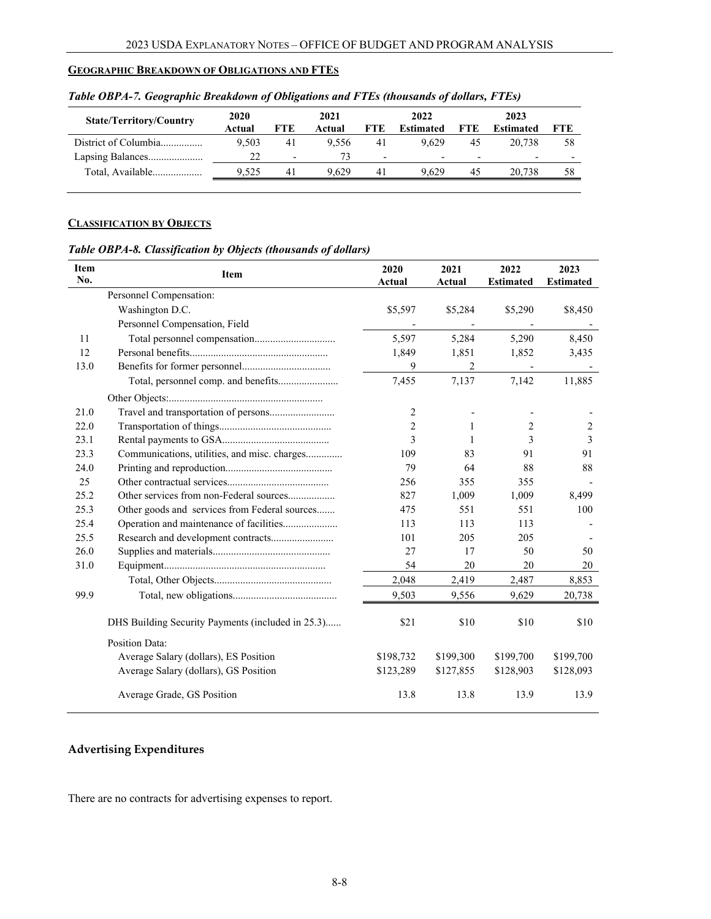## GEOGRAPHIC BREAKDOWN OF OBLIGATIONS AND FTES

*Table OBPA-7. Geographic Breakdown of Obligations and FTEs (thousands of dollars, FTEs)*

| State/Territory/Country | 2020 Actual | FTE | 2021 Actual | FTE | 2022 Estimated | FTE | 2023 Estimated | FTE |
|---|---|---|---|---|---|---|---|---|
| District of Columbia................ | 9,503 | 41 | 9,556 | 41 | 9,629 | 45 | 20,738 | 58 |
| Lapsing Balances..................... | 22 | - | 73 | - | - | - | - | - |
| Total, Available................... | 9,525 | 41 | 9,629 | 41 | 9,629 | 45 | 20,738 | 58 |

## CLASSIFICATION BY OBJECTS

*Table OBPA-8. Classification by Objects (thousands of dollars)*

| Item No. | Item | 2020 Actual | 2021 Actual | 2022 Estimated | 2023 Estimated |
|---|---|---|---|---|---|
| | Personnel Compensation: | | | | |
| | Washington D.C. | $5,597 | $5,284 | $5,290 | $8,450 |
| | Personnel Compensation, Field | - | - | - | - |
| 11 | Total personnel compensation.............................. | 5,597 | 5,284 | 5,290 | 8,450 |
| 12 | Personal benefits.................................................... | 1,849 | 1,851 | 1,852 | 3,435 |
| 13.0 | Benefits for former personnel................................. | 9 | 2 | - | - |
| | Total, personnel comp. and benefits....................... | 7,455 | 7,137 | 7,142 | 11,885 |
| | Other Objects:.......................................................... | | | | |
| 21.0 | Travel and transportation of persons......................... | 2 | - | - | - |
| 22.0 | Transportation of things........................................... | 2 | 1 | 2 | 2 |
| 23.1 | Rental payments to GSA......................................... | 3 | 1 | 3 | 3 |
| 23.3 | Communications, utilities, and misc. charges............. | 109 | 83 | 91 | 91 |
| 24.0 | Printing and reproduction......................................... | 79 | 64 | 88 | 88 |
| 25 | Other contractual services....................................... | 256 | 355 | 355 | - |
| 25.2 | Other services from non-Federal sources.................. | 827 | 1,009 | 1,009 | 8,499 |
| 25.3 | Other goods and services from Federal sources....... | 475 | 551 | 551 | 100 |
| 25.4 | Operation and maintenance of facilities..................... | 113 | 113 | 113 | - |
| 25.5 | Research and development contracts........................ | 101 | 205 | 205 | - |
| 26.0 | Supplies and materials............................................ | 27 | 17 | 50 | 50 |
| 31.0 | Equipment............................................................. | 54 | 20 | 20 | 20 |
| | Total, Other Objects............................................ | 2,048 | 2,419 | 2,487 | 8,853 |
| 99.9 | Total, new obligations....................................... | 9,503 | 9,556 | 9,629 | 20,738 |
| | DHS Building Security Payments (included in 25.3)...... | $21 | $10 | $10 | $10 |
| | Position Data: | | | | |
| | Average Salary (dollars), ES Position | $198,732 | $199,300 | $199,700 | $199,700 |
| | Average Salary (dollars), GS Position | $123,289 | $127,855 | $128,903 | $128,093 |
| | Average Grade, GS Position | 13.8 | 13.8 | 13.9 | 13.9 |

## Advertising Expenditures

There are no contracts for advertising expenses to report.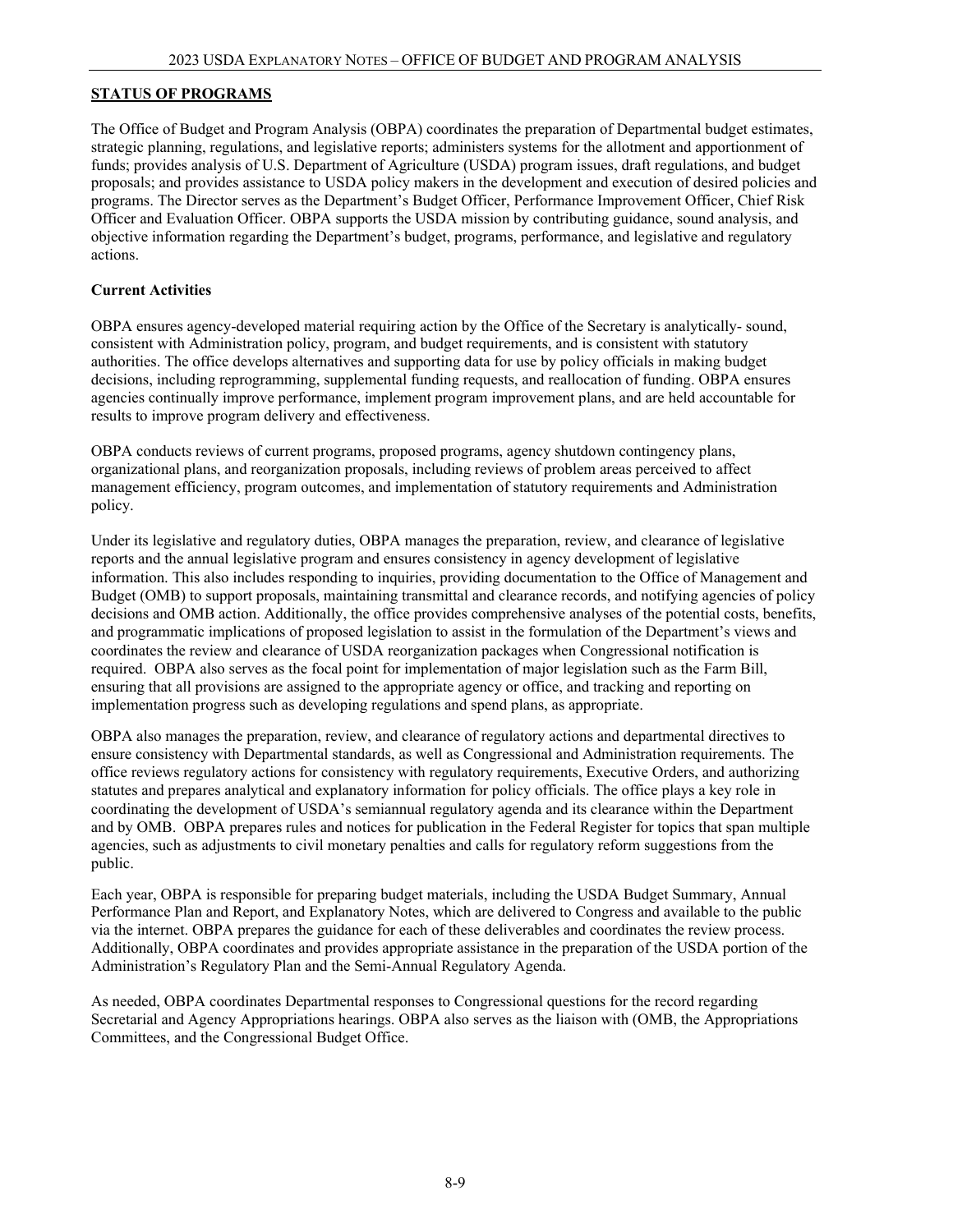## STATUS OF PROGRAMS

The Office of Budget and Program Analysis (OBPA) coordinates the preparation of Departmental budget estimates, strategic planning, regulations, and legislative reports; administers systems for the allotment and apportionment of funds; provides analysis of U.S. Department of Agriculture (USDA) program issues, draft regulations, and budget proposals; and provides assistance to USDA policy makers in the development and execution of desired policies and programs. The Director serves as the Department's Budget Officer, Performance Improvement Officer, Chief Risk Officer and Evaluation Officer. OBPA supports the USDA mission by contributing guidance, sound analysis, and objective information regarding the Department's budget, programs, performance, and legislative and regulatory actions.

### Current Activities

OBPA ensures agency-developed material requiring action by the Office of the Secretary is analytically- sound, consistent with Administration policy, program, and budget requirements, and is consistent with statutory authorities. The office develops alternatives and supporting data for use by policy officials in making budget decisions, including reprogramming, supplemental funding requests, and reallocation of funding. OBPA ensures agencies continually improve performance, implement program improvement plans, and are held accountable for results to improve program delivery and effectiveness.

OBPA conducts reviews of current programs, proposed programs, agency shutdown contingency plans, organizational plans, and reorganization proposals, including reviews of problem areas perceived to affect management efficiency, program outcomes, and implementation of statutory requirements and Administration policy.

Under its legislative and regulatory duties, OBPA manages the preparation, review, and clearance of legislative reports and the annual legislative program and ensures consistency in agency development of legislative information. This also includes responding to inquiries, providing documentation to the Office of Management and Budget (OMB) to support proposals, maintaining transmittal and clearance records, and notifying agencies of policy decisions and OMB action. Additionally, the office provides comprehensive analyses of the potential costs, benefits, and programmatic implications of proposed legislation to assist in the formulation of the Department's views and coordinates the review and clearance of USDA reorganization packages when Congressional notification is required. OBPA also serves as the focal point for implementation of major legislation such as the Farm Bill, ensuring that all provisions are assigned to the appropriate agency or office, and tracking and reporting on implementation progress such as developing regulations and spend plans, as appropriate.

OBPA also manages the preparation, review, and clearance of regulatory actions and departmental directives to ensure consistency with Departmental standards, as well as Congressional and Administration requirements. The office reviews regulatory actions for consistency with regulatory requirements, Executive Orders, and authorizing statutes and prepares analytical and explanatory information for policy officials. The office plays a key role in coordinating the development of USDA's semiannual regulatory agenda and its clearance within the Department and by OMB. OBPA prepares rules and notices for publication in the Federal Register for topics that span multiple agencies, such as adjustments to civil monetary penalties and calls for regulatory reform suggestions from the public.

Each year, OBPA is responsible for preparing budget materials, including the USDA Budget Summary, Annual Performance Plan and Report, and Explanatory Notes, which are delivered to Congress and available to the public via the internet. OBPA prepares the guidance for each of these deliverables and coordinates the review process. Additionally, OBPA coordinates and provides appropriate assistance in the preparation of the USDA portion of the Administration's Regulatory Plan and the Semi-Annual Regulatory Agenda.

As needed, OBPA coordinates Departmental responses to Congressional questions for the record regarding Secretarial and Agency Appropriations hearings. OBPA also serves as the liaison with (OMB, the Appropriations Committees, and the Congressional Budget Office.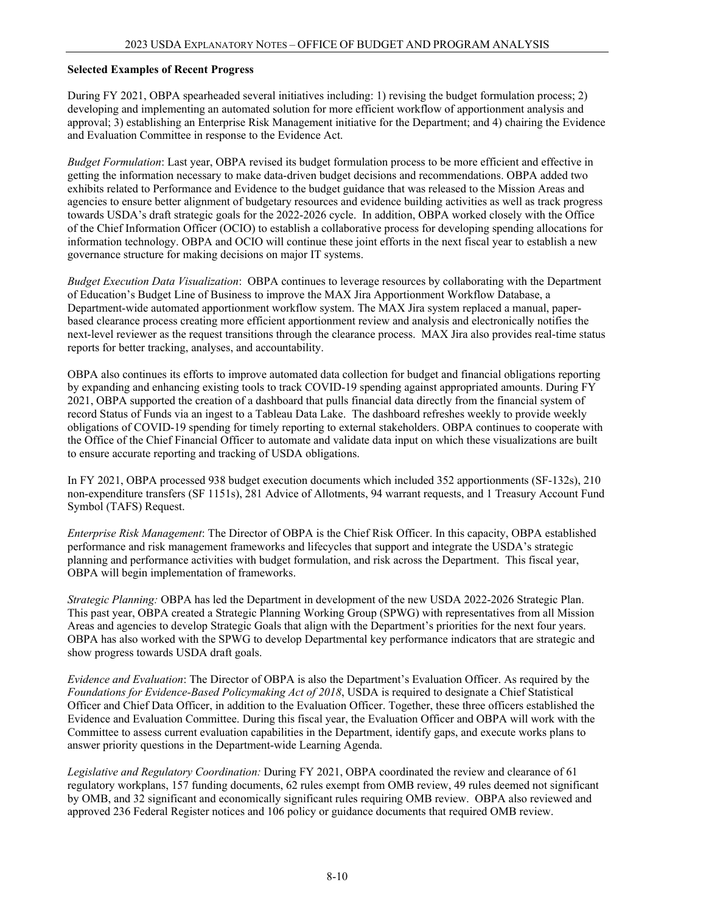**Selected Examples of Recent Progress**

During FY 2021, OBPA spearheaded several initiatives including: 1) revising the budget formulation process; 2) developing and implementing an automated solution for more efficient workflow of apportionment analysis and approval; 3) establishing an Enterprise Risk Management initiative for the Department; and 4) chairing the Evidence and Evaluation Committee in response to the Evidence Act.

*Budget Formulation*: Last year, OBPA revised its budget formulation process to be more efficient and effective in getting the information necessary to make data-driven budget decisions and recommendations. OBPA added two exhibits related to Performance and Evidence to the budget guidance that was released to the Mission Areas and agencies to ensure better alignment of budgetary resources and evidence building activities as well as track progress towards USDA's draft strategic goals for the 2022-2026 cycle. In addition, OBPA worked closely with the Office of the Chief Information Officer (OCIO) to establish a collaborative process for developing spending allocations for information technology. OBPA and OCIO will continue these joint efforts in the next fiscal year to establish a new governance structure for making decisions on major IT systems.

*Budget Execution Data Visualization*: OBPA continues to leverage resources by collaborating with the Department of Education's Budget Line of Business to improve the MAX Jira Apportionment Workflow Database, a Department-wide automated apportionment workflow system. The MAX Jira system replaced a manual, paper-based clearance process creating more efficient apportionment review and analysis and electronically notifies the next-level reviewer as the request transitions through the clearance process. MAX Jira also provides real-time status reports for better tracking, analyses, and accountability.

OBPA also continues its efforts to improve automated data collection for budget and financial obligations reporting by expanding and enhancing existing tools to track COVID-19 spending against appropriated amounts. During FY 2021, OBPA supported the creation of a dashboard that pulls financial data directly from the financial system of record Status of Funds via an ingest to a Tableau Data Lake. The dashboard refreshes weekly to provide weekly obligations of COVID-19 spending for timely reporting to external stakeholders. OBPA continues to cooperate with the Office of the Chief Financial Officer to automate and validate data input on which these visualizations are built to ensure accurate reporting and tracking of USDA obligations.

In FY 2021, OBPA processed 938 budget execution documents which included 352 apportionments (SF-132s), 210 non-expenditure transfers (SF 1151s), 281 Advice of Allotments, 94 warrant requests, and 1 Treasury Account Fund Symbol (TAFS) Request.

*Enterprise Risk Management*: The Director of OBPA is the Chief Risk Officer. In this capacity, OBPA established performance and risk management frameworks and lifecycles that support and integrate the USDA's strategic planning and performance activities with budget formulation, and risk across the Department. This fiscal year, OBPA will begin implementation of frameworks.

*Strategic Planning:* OBPA has led the Department in development of the new USDA 2022-2026 Strategic Plan. This past year, OBPA created a Strategic Planning Working Group (SPWG) with representatives from all Mission Areas and agencies to develop Strategic Goals that align with the Department's priorities for the next four years. OBPA has also worked with the SPWG to develop Departmental key performance indicators that are strategic and show progress towards USDA draft goals.

*Evidence and Evaluation*: The Director of OBPA is also the Department's Evaluation Officer. As required by the *Foundations for Evidence-Based Policymaking Act of 2018*, USDA is required to designate a Chief Statistical Officer and Chief Data Officer, in addition to the Evaluation Officer. Together, these three officers established the Evidence and Evaluation Committee. During this fiscal year, the Evaluation Officer and OBPA will work with the Committee to assess current evaluation capabilities in the Department, identify gaps, and execute works plans to answer priority questions in the Department-wide Learning Agenda.

*Legislative and Regulatory Coordination:* During FY 2021, OBPA coordinated the review and clearance of 61 regulatory workplans, 157 funding documents, 62 rules exempt from OMB review, 49 rules deemed not significant by OMB, and 32 significant and economically significant rules requiring OMB review. OBPA also reviewed and approved 236 Federal Register notices and 106 policy or guidance documents that required OMB review.